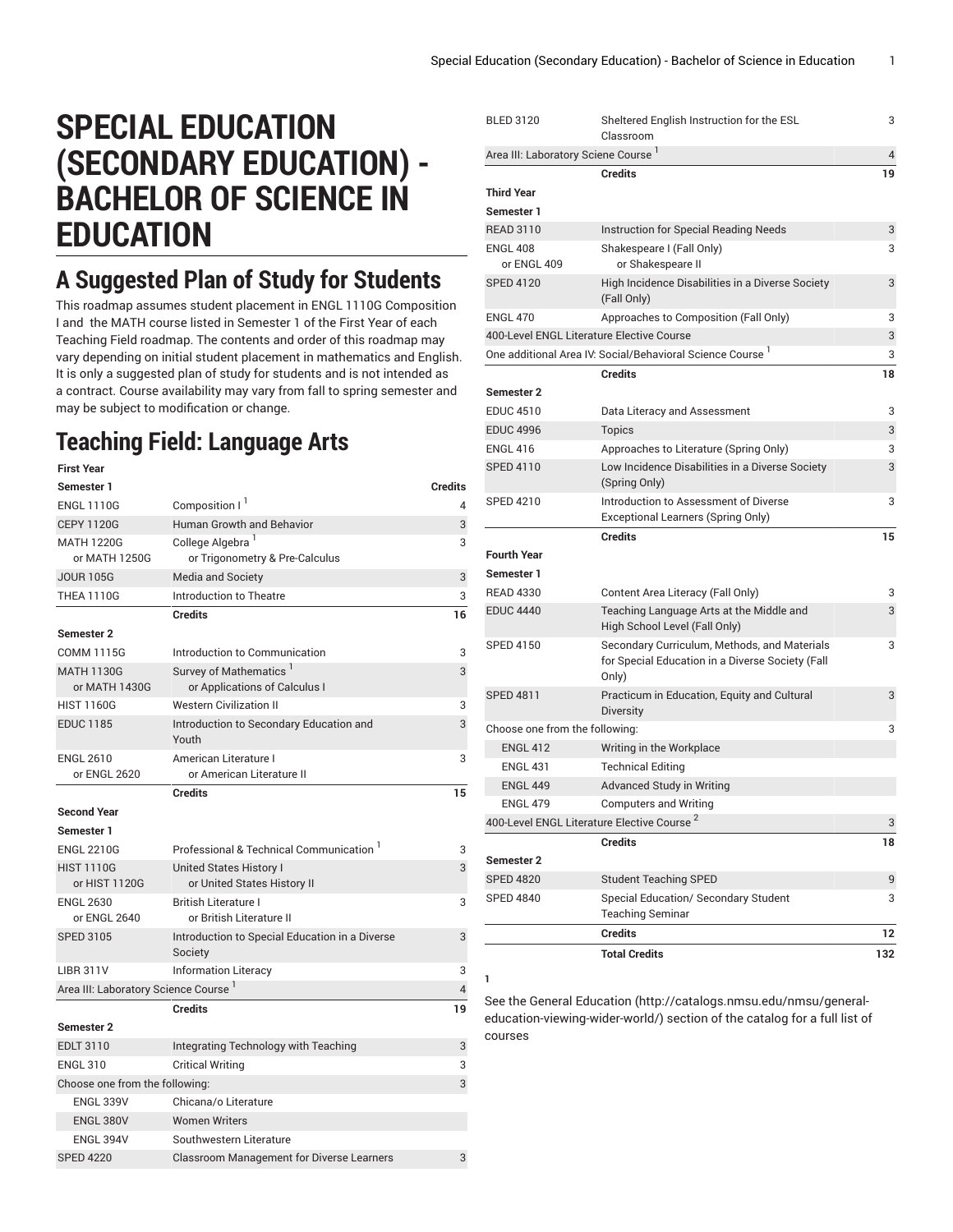# SPECIAL EDUCATION (SECONDARY EDUCATION) - BACHELOR OF SCIENCE IN EDUCATION

## A Suggested Plan of Study for Students

This roadmap assumes student placement in ENGL 1110G Composition I and the MATH course listed in Semester 1 of the First Year of each Teaching Field roadmap. The contents and order of this roadmap may vary depending on initial student placement in mathematics and English. It is only a suggested plan of study for students and is not intended as a contract. Course availability may vary from fall to spring semester and may be subject to modification or change.

## Teaching Field: Language Arts

| First Year | | |
|---|---|---|
| **Semester 1** | | **Credits** |
| ENGL 1110G | Composition I [1] | 4 |
| CEPY 1120G | Human Growth and Behavior | 3 |
| MATH 1220G or MATH 1250G | College Algebra [1] or Trigonometry & Pre-Calculus | 3 |
| JOUR 105G | Media and Society | 3 |
| THEA 1110G | Introduction to Theatre | 3 |
| | **Credits** | **16** |
| **Semester 2** | | |
| COMM 1115G | Introduction to Communication | 3 |
| MATH 1130G or MATH 1430G | Survey of Mathematics [1] or Applications of Calculus I | 3 |
| HIST 1160G | Western Civilization II | 3 |
| EDUC 1185 | Introduction to Secondary Education and Youth | 3 |
| ENGL 2610 or ENGL 2620 | American Literature I or American Literature II | 3 |
| | **Credits** | **15** |
| **Second Year** | | |
| **Semester 1** | | |
| ENGL 2210G | Professional & Technical Communication [1] | 3 |
| HIST 1110G or HIST 1120G | United States History I or United States History II | 3 |
| ENGL 2630 or ENGL 2640 | British Literature I or British Literature II | 3 |
| SPED 3105 | Introduction to Special Education in a Diverse Society | 3 |
| LIBR 311V | Information Literacy | 3 |
| Area III: Laboratory Science Course [1] | | 4 |
| | **Credits** | **19** |
| **Semester 2** | | |
| EDLT 3110 | Integrating Technology with Teaching | 3 |
| ENGL 310 | Critical Writing | 3 |
| Choose one from the following: | | 3 |
| ENGL 339V | Chicana/o Literature | |
| ENGL 380V | Women Writers | |
| ENGL 394V | Southwestern Literature | |
| SPED 4220 | Classroom Management for Diverse Learners | 3 |
| BLED 3120 | Sheltered English Instruction for the ESL Classroom | 3 |
| Area III: Laboratory Sciene Course [1] | | 4 |
| | **Credits** | **19** |
| **Third Year** | | |
| **Semester 1** | | |
| READ 3110 | Instruction for Special Reading Needs | 3 |
| ENGL 408 or ENGL 409 | Shakespeare I (Fall Only) or Shakespeare II | 3 |
| SPED 4120 | High Incidence Disabilities in a Diverse Society (Fall Only) | 3 |
| ENGL 470 | Approaches to Composition (Fall Only) | 3 |
| 400-Level ENGL Literature Elective Course | | 3 |
| One additional Area IV: Social/Behavioral Science Course [1] | | 3 |
| | **Credits** | **18** |
| **Semester 2** | | |
| EDUC 4510 | Data Literacy and Assessment | 3 |
| EDUC 4996 | Topics | 3 |
| ENGL 416 | Approaches to Literature (Spring Only) | 3 |
| SPED 4110 | Low Incidence Disabilities in a Diverse Society (Spring Only) | 3 |
| SPED 4210 | Introduction to Assessment of Diverse Exceptional Learners (Spring Only) | 3 |
| | **Credits** | **15** |
| **Fourth Year** | | |
| **Semester 1** | | |
| READ 4330 | Content Area Literacy (Fall Only) | 3 |
| EDUC 4440 | Teaching Language Arts at the Middle and High School Level (Fall Only) | 3 |
| SPED 4150 | Secondary Curriculum, Methods, and Materials for Special Education in a Diverse Society (Fall Only) | 3 |
| SPED 4811 | Practicum in Education, Equity and Cultural Diversity | 3 |
| Choose one from the following: | | 3 |
| ENGL 412 | Writing in the Workplace | |
| ENGL 431 | Technical Editing | |
| ENGL 449 | Advanced Study in Writing | |
| ENGL 479 | Computers and Writing | |
| 400-Level ENGL Literature Elective Course [2] | | 3 |
| | **Credits** | **18** |
| **Semester 2** | | |
| SPED 4820 | Student Teaching SPED | 9 |
| SPED 4840 | Special Education/ Secondary Student Teaching Seminar | 3 |
| | **Credits** | **12** |
| | **Total Credits** | **132** |

**1**

See the General Education (http://catalogs.nmsu.edu/nmsu/general-education-viewing-wider-world/) section of the catalog for a full list of courses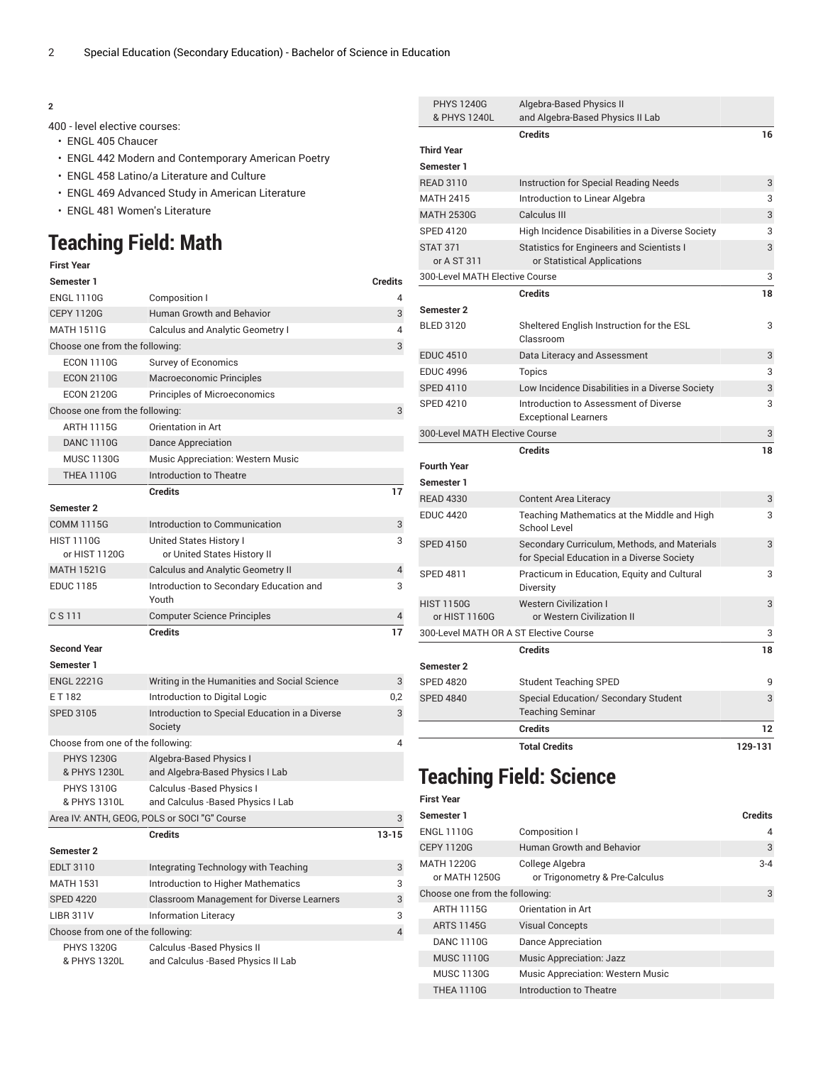**2**

400 - level elective courses:

- ENGL 405 Chaucer
- ENGL 442 Modern and Contemporary American Poetry
- ENGL 458 Latino/a Literature and Culture
- ENGL 469 Advanced Study in American Literature
- ENGL 481 Women's Literature

# Teaching Field: Math

| First Year | | |
|---|---|---|
| **Semester 1** | | **Credits** |
| ENGL 1110G | Composition I | 4 |
| CEPY 1120G | Human Growth and Behavior | 3 |
| MATH 1511G | Calculus and Analytic Geometry I | 4 |
| Choose one from the following: | | 3 |
| ECON 1110G | Survey of Economics | |
| ECON 2110G | Macroeconomic Principles | |
| ECON 2120G | Principles of Microeconomics | |
| Choose one from the following: | | 3 |
| ARTH 1115G | Orientation in Art | |
| DANC 1110G | Dance Appreciation | |
| MUSC 1130G | Music Appreciation: Western Music | |
| THEA 1110G | Introduction to Theatre | |
| | **Credits** | **17** |
| **Semester 2** | | |
| COMM 1115G | Introduction to Communication | 3 |
| HIST 1110G or HIST 1120G | United States History I or United States History II | 3 |
| MATH 1521G | Calculus and Analytic Geometry II | 4 |
| EDUC 1185 | Introduction to Secondary Education and Youth | 3 |
| C S 111 | Computer Science Principles | 4 |
| | **Credits** | **17** |
| **Second Year** | | |
| **Semester 1** | | |
| ENGL 2221G | Writing in the Humanities and Social Science | 3 |
| E T 182 | Introduction to Digital Logic | 0,2 |
| SPED 3105 | Introduction to Special Education in a Diverse Society | 3 |
| Choose from one of the following: | | 4 |
| PHYS 1230G & PHYS 1230L | Algebra-Based Physics I and Algebra-Based Physics I Lab | |
| PHYS 1310G & PHYS 1310L | Calculus -Based Physics I and Calculus -Based Physics I Lab | |
| Area IV: ANTH, GEOG, POLS or SOCI "G" Course | | 3 |
| | **Credits** | **13-15** |
| **Semester 2** | | |
| EDLT 3110 | Integrating Technology with Teaching | 3 |
| MATH 1531 | Introduction to Higher Mathematics | 3 |
| SPED 4220 | Classroom Management for Diverse Learners | 3 |
| LIBR 311V | Information Literacy | 3 |
| Choose from one of the following: | | 4 |
| PHYS 1320G & PHYS 1320L | Calculus -Based Physics II and Calculus -Based Physics II Lab | |
| PHYS 1240G & PHYS 1240L | Algebra-Based Physics II and Algebra-Based Physics II Lab | |
| | **Credits** | **16** |
| **Third Year** | | |
| **Semester 1** | | |
| READ 3110 | Instruction for Special Reading Needs | 3 |
| MATH 2415 | Introduction to Linear Algebra | 3 |
| MATH 2530G | Calculus III | 3 |
| SPED 4120 | High Incidence Disabilities in a Diverse Society | 3 |
| STAT 371 or A ST 311 | Statistics for Engineers and Scientists I or Statistical Applications | 3 |
| 300-Level MATH Elective Course | | 3 |
| | **Credits** | **18** |
| **Semester 2** | | |
| BLED 3120 | Sheltered English Instruction for the ESL Classroom | 3 |
| EDUC 4510 | Data Literacy and Assessment | 3 |
| EDUC 4996 | Topics | 3 |
| SPED 4110 | Low Incidence Disabilities in a Diverse Society | 3 |
| SPED 4210 | Introduction to Assessment of Diverse Exceptional Learners | 3 |
| 300-Level MATH Elective Course | | 3 |
| | **Credits** | **18** |
| **Fourth Year** | | |
| **Semester 1** | | |
| READ 4330 | Content Area Literacy | 3 |
| EDUC 4420 | Teaching Mathematics at the Middle and High School Level | 3 |
| SPED 4150 | Secondary Curriculum, Methods, and Materials for Special Education in a Diverse Society | 3 |
| SPED 4811 | Practicum in Education, Equity and Cultural Diversity | 3 |
| HIST 1150G or HIST 1160G | Western Civilization I or Western Civilization II | 3 |
| 300-Level MATH OR A ST Elective Course | | 3 |
| | **Credits** | **18** |
| **Semester 2** | | |
| SPED 4820 | Student Teaching SPED | 9 |
| SPED 4840 | Special Education/ Secondary Student Teaching Seminar | 3 |
| | **Credits** | **12** |
| | **Total Credits** | **129-131** |

# Teaching Field: Science

| First Year | | |
|---|---|---|
| **Semester 1** | | **Credits** |
| ENGL 1110G | Composition I | 4 |
| CEPY 1120G | Human Growth and Behavior | 3 |
| MATH 1220G or MATH 1250G | College Algebra or Trigonometry & Pre-Calculus | 3-4 |
| Choose one from the following: | | 3 |
| ARTH 1115G | Orientation in Art | |
| ARTS 1145G | Visual Concepts | |
| DANC 1110G | Dance Appreciation | |
| MUSC 1110G | Music Appreciation: Jazz | |
| MUSC 1130G | Music Appreciation: Western Music | |
| THEA 1110G | Introduction to Theatre | |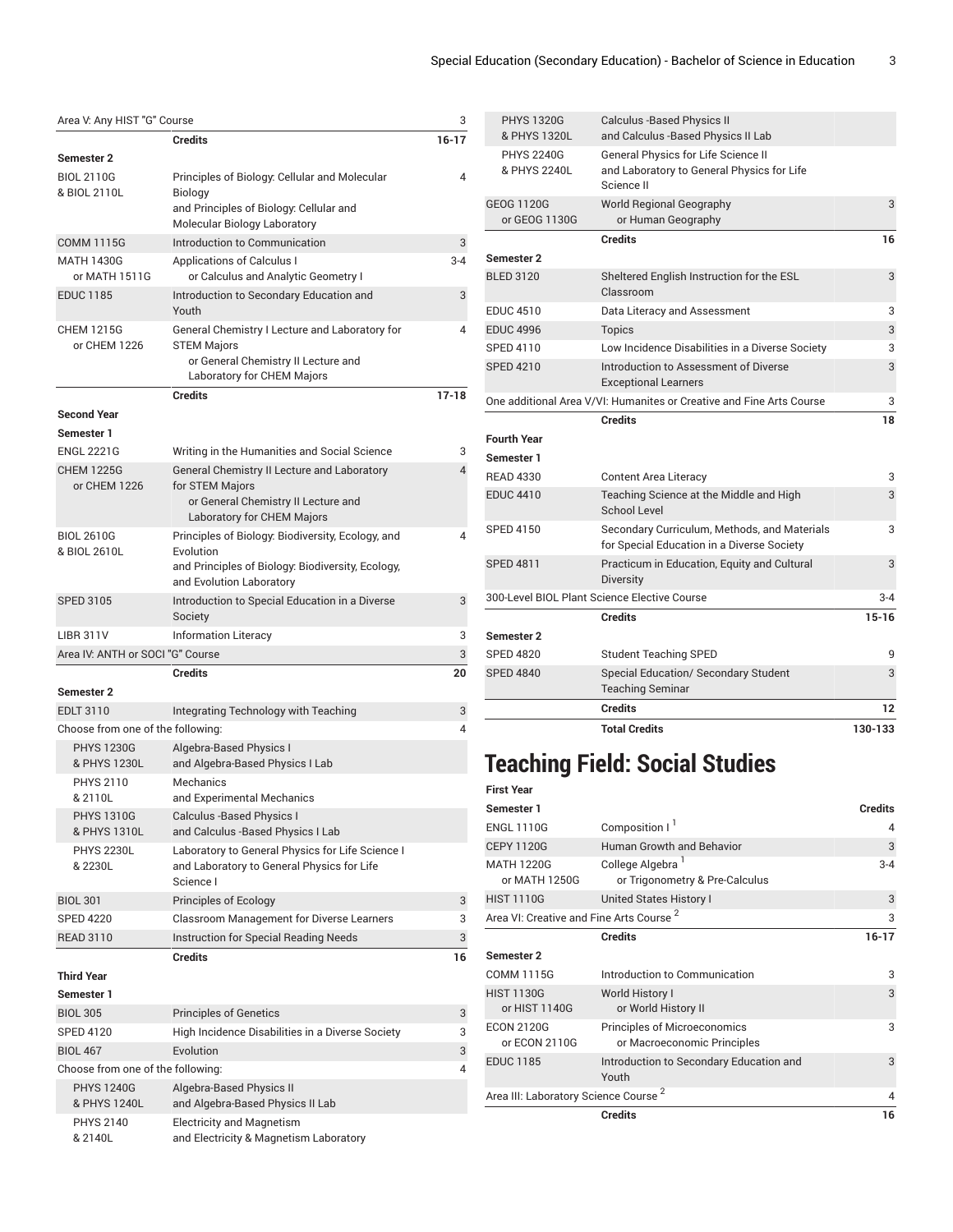| | | |
|---|---|---|
| Area V: Any HIST "G" Course | | 3 |
| | **Credits** | **16-17** |
| **Semester 2** | | |
| BIOL 2110G & BIOL 2110L | Principles of Biology: Cellular and Molecular Biology and Principles of Biology: Cellular and Molecular Biology Laboratory | 4 |
| COMM 1115G | Introduction to Communication | 3 |
| MATH 1430G or MATH 1511G | Applications of Calculus I or Calculus and Analytic Geometry I | 3-4 |
| EDUC 1185 | Introduction to Secondary Education and Youth | 3 |
| CHEM 1215G or CHEM 1226 | General Chemistry I Lecture and Laboratory for STEM Majors or General Chemistry II Lecture and Laboratory for CHEM Majors | 4 |
| | **Credits** | **17-18** |
| **Second Year** | | |
| **Semester 1** | | |
| ENGL 2221G | Writing in the Humanities and Social Science | 3 |
| CHEM 1225G or CHEM 1226 | General Chemistry II Lecture and Laboratory for STEM Majors or General Chemistry II Lecture and Laboratory for CHEM Majors | 4 |
| BIOL 2610G & BIOL 2610L | Principles of Biology: Biodiversity, Ecology, and Evolution and Principles of Biology: Biodiversity, Ecology, and Evolution Laboratory | 4 |
| SPED 3105 | Introduction to Special Education in a Diverse Society | 3 |
| LIBR 311V | Information Literacy | 3 |
| Area IV: ANTH or SOCI "G" Course | | 3 |
| | **Credits** | **20** |
| **Semester 2** | | |
| EDLT 3110 | Integrating Technology with Teaching | 3 |
| Choose from one of the following: | | 4 |
| PHYS 1230G & PHYS 1230L | Algebra-Based Physics I and Algebra-Based Physics I Lab | |
| PHYS 2110 & 2110L | Mechanics and Experimental Mechanics | |
| PHYS 1310G & PHYS 1310L | Calculus -Based Physics I and Calculus -Based Physics I Lab | |
| PHYS 2230L & 2230L | Laboratory to General Physics for Life Science I and Laboratory to General Physics for Life Science I | |
| BIOL 301 | Principles of Ecology | 3 |
| SPED 4220 | Classroom Management for Diverse Learners | 3 |
| READ 3110 | Instruction for Special Reading Needs | 3 |
| | **Credits** | **16** |
| **Third Year** | | |
| **Semester 1** | | |
| BIOL 305 | Principles of Genetics | 3 |
| SPED 4120 | High Incidence Disabilities in a Diverse Society | 3 |
| BIOL 467 | Evolution | 3 |
| Choose from one of the following: | | 4 |
| PHYS 1240G & PHYS 1240L | Algebra-Based Physics II and Algebra-Based Physics II Lab | |
| PHYS 2140 & 2140L | Electricity and Magnetism and Electricity & Magnetism Laboratory | |
| PHYS 1320G & PHYS 1320L | Calculus -Based Physics II and Calculus -Based Physics II Lab | |
| PHYS 2240G & PHYS 2240L | General Physics for Life Science II and Laboratory to General Physics for Life Science II | |
| GEOG 1120G or GEOG 1130G | World Regional Geography or Human Geography | 3 |
| | **Credits** | **16** |
| **Semester 2** | | |
| BLED 3120 | Sheltered English Instruction for the ESL Classroom | 3 |
| EDUC 4510 | Data Literacy and Assessment | 3 |
| EDUC 4996 | Topics | 3 |
| SPED 4110 | Low Incidence Disabilities in a Diverse Society | 3 |
| SPED 4210 | Introduction to Assessment of Diverse Exceptional Learners | 3 |
| One additional Area V/VI: Humanites or Creative and Fine Arts Course | | 3 |
| | **Credits** | **18** |
| **Fourth Year** | | |
| **Semester 1** | | |
| READ 4330 | Content Area Literacy | 3 |
| EDUC 4410 | Teaching Science at the Middle and High School Level | 3 |
| SPED 4150 | Secondary Curriculum, Methods, and Materials for Special Education in a Diverse Society | 3 |
| SPED 4811 | Practicum in Education, Equity and Cultural Diversity | 3 |
| 300-Level BIOL Plant Science Elective Course | | 3-4 |
| | **Credits** | **15-16** |
| **Semester 2** | | |
| SPED 4820 | Student Teaching SPED | 9 |
| SPED 4840 | Special Education/ Secondary Student Teaching Seminar | 3 |
| | **Credits** | **12** |
| | **Total Credits** | **130-133** |

# Teaching Field: Social Studies

| **First Year** | | |
|---|---|---|
| **Semester 1** | | **Credits** |
| ENGL 1110G | Composition I [1] | 4 |
| CEPY 1120G | Human Growth and Behavior | 3 |
| MATH 1220G or MATH 1250G | College Algebra [1] or Trigonometry & Pre-Calculus | 3-4 |
| HIST 1110G | United States History I | 3 |
| Area VI: Creative and Fine Arts Course [2] | | 3 |
| | **Credits** | **16-17** |
| **Semester 2** | | |
| COMM 1115G | Introduction to Communication | 3 |
| HIST 1130G or HIST 1140G | World History I or World History II | 3 |
| ECON 2120G or ECON 2110G | Principles of Microeconomics or Macroeconomic Principles | 3 |
| EDUC 1185 | Introduction to Secondary Education and Youth | 3 |
| Area III: Laboratory Science Course [2] | | 4 |
| | **Credits** | **16** |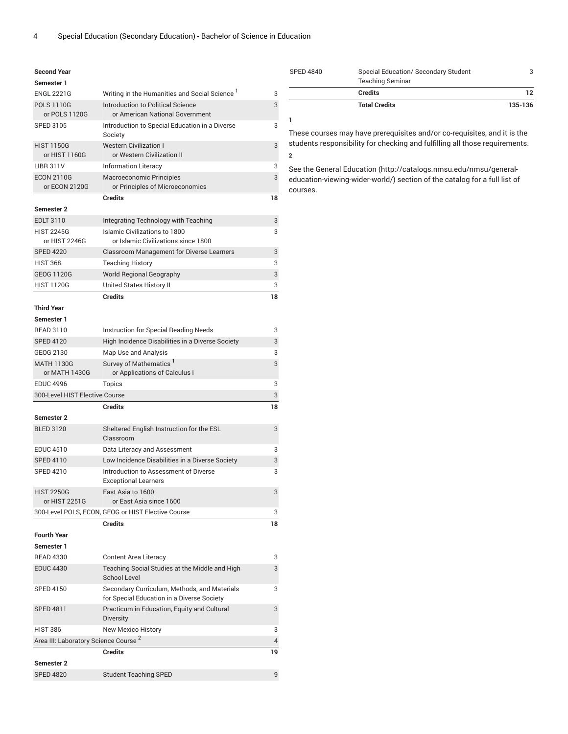| | | |
|---|---|---|
| **Second Year** | | |
| **Semester 1** | | |
| ENGL 2221G | Writing in the Humanities and Social Science [1] | 3 |
| POLS 1110G or POLS 1120G | Introduction to Political Science or American National Government | 3 |
| SPED 3105 | Introduction to Special Education in a Diverse Society | 3 |
| HIST 1150G or HIST 1160G | Western Civilization I or Western Civilization II | 3 |
| LIBR 311V | Information Literacy | 3 |
| ECON 2110G or ECON 2120G | Macroeconomic Principles or Principles of Microeconomics | 3 |
| | **Credits** | **18** |
| **Semester 2** | | |
| EDLT 3110 | Integrating Technology with Teaching | 3 |
| HIST 2245G or HIST 2246G | Islamic Civilizations to 1800 or Islamic Civilizations since 1800 | 3 |
| SPED 4220 | Classroom Management for Diverse Learners | 3 |
| HIST 368 | Teaching History | 3 |
| GEOG 1120G | World Regional Geography | 3 |
| HIST 1120G | United States History II | 3 |
| | **Credits** | **18** |
| **Third Year** | | |
| **Semester 1** | | |
| READ 3110 | Instruction for Special Reading Needs | 3 |
| SPED 4120 | High Incidence Disabilities in a Diverse Society | 3 |
| GEOG 2130 | Map Use and Analysis | 3 |
| MATH 1130G or MATH 1430G | Survey of Mathematics [1] or Applications of Calculus I | 3 |
| EDUC 4996 | Topics | 3 |
| 300-Level HIST Elective Course | | 3 |
| | **Credits** | **18** |
| **Semester 2** | | |
| BLED 3120 | Sheltered English Instruction for the ESL Classroom | 3 |
| EDUC 4510 | Data Literacy and Assessment | 3 |
| SPED 4110 | Low Incidence Disabilities in a Diverse Society | 3 |
| SPED 4210 | Introduction to Assessment of Diverse Exceptional Learners | 3 |
| HIST 2250G or HIST 2251G | East Asia to 1600 or East Asia since 1600 | 3 |
| 300-Level POLS, ECON, GEOG or HIST Elective Course | | 3 |
| | **Credits** | **18** |
| **Fourth Year** | | |
| **Semester 1** | | |
| READ 4330 | Content Area Literacy | 3 |
| EDUC 4430 | Teaching Social Studies at the Middle and High School Level | 3 |
| SPED 4150 | Secondary Curriculum, Methods, and Materials for Special Education in a Diverse Society | 3 |
| SPED 4811 | Practicum in Education, Equity and Cultural Diversity | 3 |
| HIST 386 | New Mexico History | 3 |
| Area III: Laboratory Science Course [2] | | 4 |
| | **Credits** | **19** |
| **Semester 2** | | |
| SPED 4820 | Student Teaching SPED | 9 |
| SPED 4840 | Special Education/ Secondary Student Teaching Seminar | 3 |
| | **Credits** | **12** |
| | **Total Credits** | **135-136** |

**1**

These courses may have prerequisites and/or co-requisites, and it is the students responsibility for checking and fulfilling all those requirements.

**2**

See the General Education (http://catalogs.nmsu.edu/nmsu/general-education-viewing-wider-world/) section of the catalog for a full list of courses.